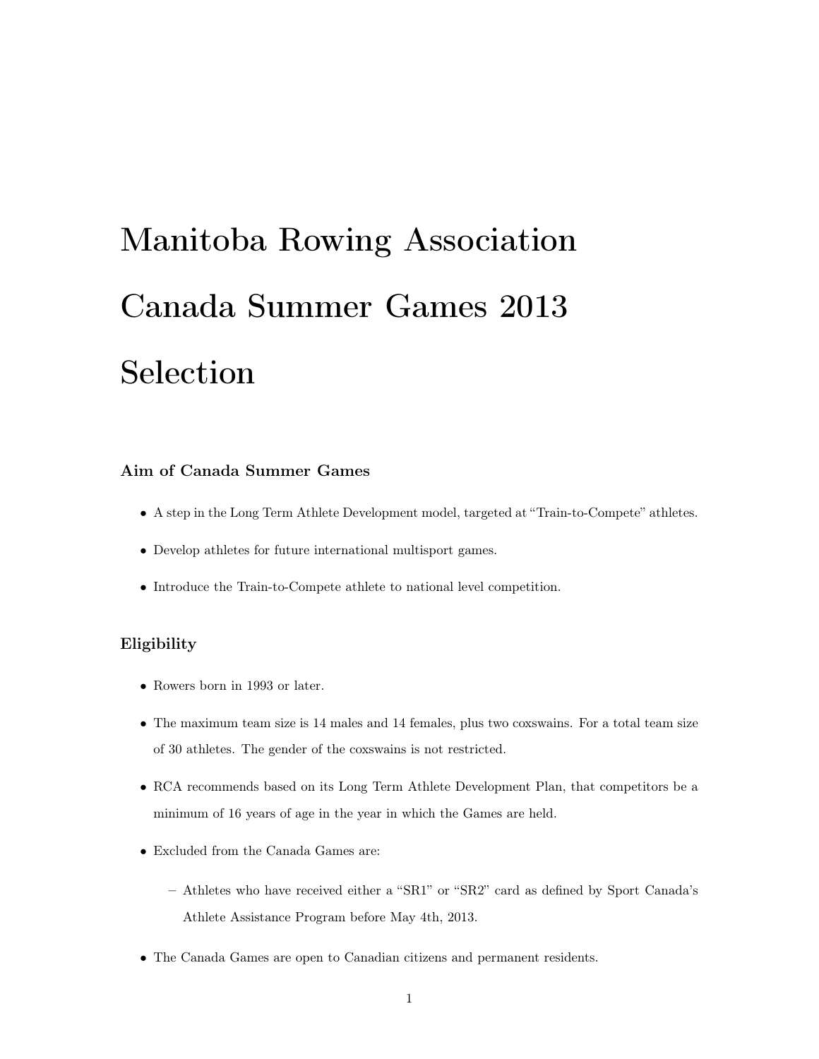# Manitoba Rowing Association

# Canada Summer Games 2013

# Selection

### Aim of Canada Summer Games

- A step in the Long Term Athlete Development model, targeted at "Train-to-Compete" athletes.
- Develop athletes for future international multisport games.
- Introduce the Train-to-Compete athlete to national level competition.

### Eligibility

- Rowers born in 1993 or later.
- The maximum team size is 14 males and 14 females, plus two coxswains. For a total team size of 30 athletes. The gender of the coxswains is not restricted.
- RCA recommends based on its Long Term Athlete Development Plan, that competitors be a minimum of 16 years of age in the year in which the Games are held.
- Excluded from the Canada Games are:
  - Athletes who have received either a "SR1" or "SR2" card as defined by Sport Canada's Athlete Assistance Program before May 4th, 2013.
- The Canada Games are open to Canadian citizens and permanent residents.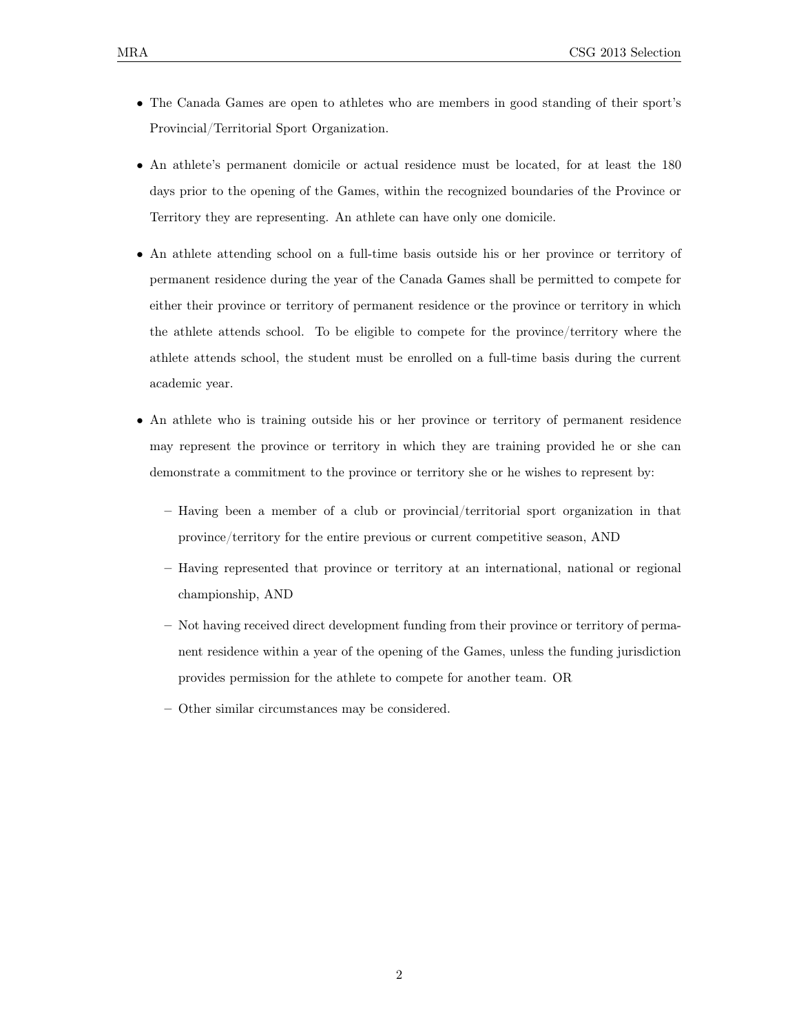- The Canada Games are open to athletes who are members in good standing of their sport's Provincial/Territorial Sport Organization.
- An athlete's permanent domicile or actual residence must be located, for at least the 180 days prior to the opening of the Games, within the recognized boundaries of the Province or Territory they are representing. An athlete can have only one domicile.
- An athlete attending school on a full-time basis outside his or her province or territory of permanent residence during the year of the Canada Games shall be permitted to compete for either their province or territory of permanent residence or the province or territory in which the athlete attends school. To be eligible to compete for the province/territory where the athlete attends school, the student must be enrolled on a full-time basis during the current academic year.
- An athlete who is training outside his or her province or territory of permanent residence may represent the province or territory in which they are training provided he or she can demonstrate a commitment to the province or territory she or he wishes to represent by:
  - Having been a member of a club or provincial/territorial sport organization in that province/territory for the entire previous or current competitive season, AND
  - Having represented that province or territory at an international, national or regional championship, AND
  - Not having received direct development funding from their province or territory of permanent residence within a year of the opening of the Games, unless the funding jurisdiction provides permission for the athlete to compete for another team. OR
  - Other similar circumstances may be considered.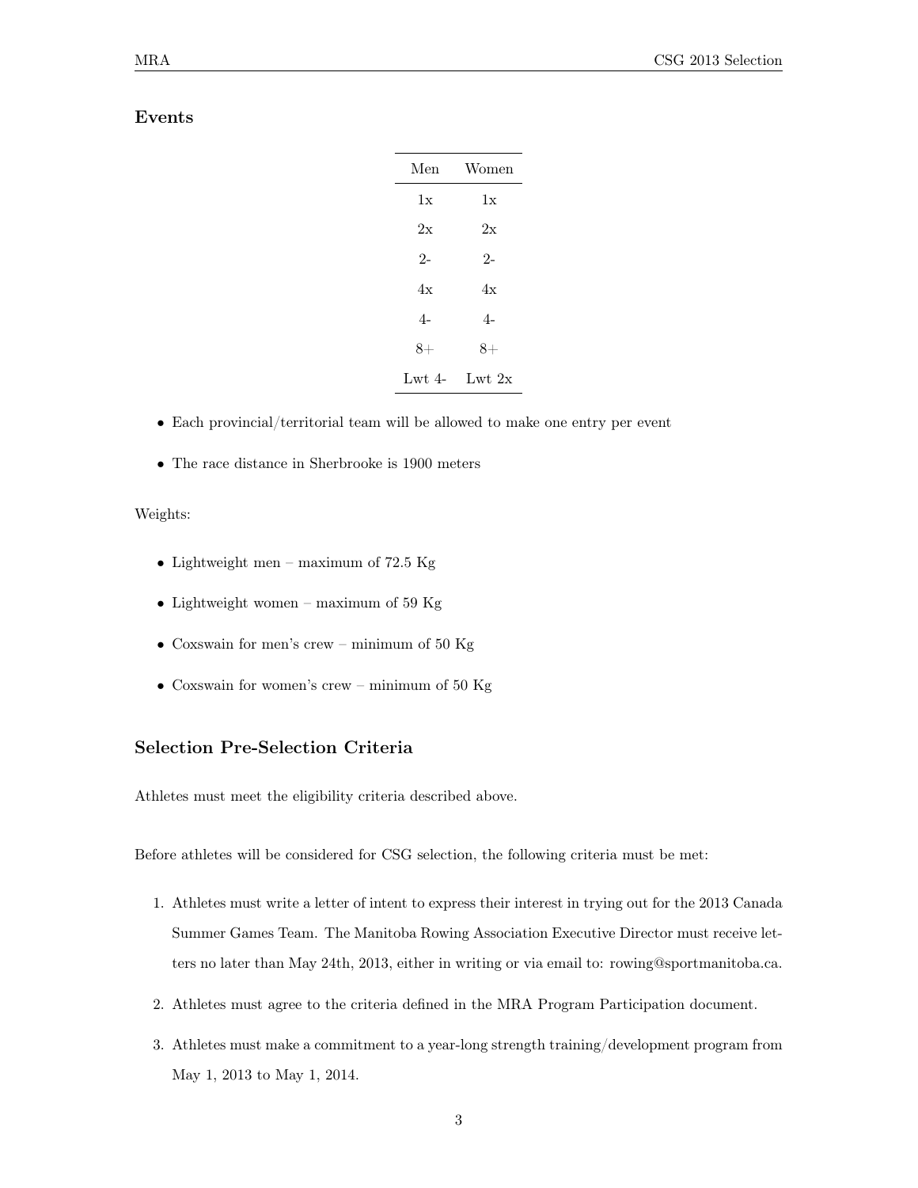## Events

| Men | Women |
|---|---|
| 1x | 1x |
| 2x | 2x |
| 2- | 2- |
| 4x | 4x |
| 4- | 4- |
| 8+ | 8+ |
| Lwt 4- | Lwt 2x |

- Each provincial/territorial team will be allowed to make one entry per event
- The race distance in Sherbrooke is 1900 meters

Weights:

- Lightweight men – maximum of 72.5 Kg
- Lightweight women – maximum of 59 Kg
- Coxswain for men's crew – minimum of 50 Kg
- Coxswain for women's crew – minimum of 50 Kg

## Selection Pre-Selection Criteria

Athletes must meet the eligibility criteria described above.

Before athletes will be considered for CSG selection, the following criteria must be met:

1. Athletes must write a letter of intent to express their interest in trying out for the 2013 Canada Summer Games Team. The Manitoba Rowing Association Executive Director must receive letters no later than May 24th, 2013, either in writing or via email to: rowing@sportmanitoba.ca.
2. Athletes must agree to the criteria defined in the MRA Program Participation document.
3. Athletes must make a commitment to a year-long strength training/development program from May 1, 2013 to May 1, 2014.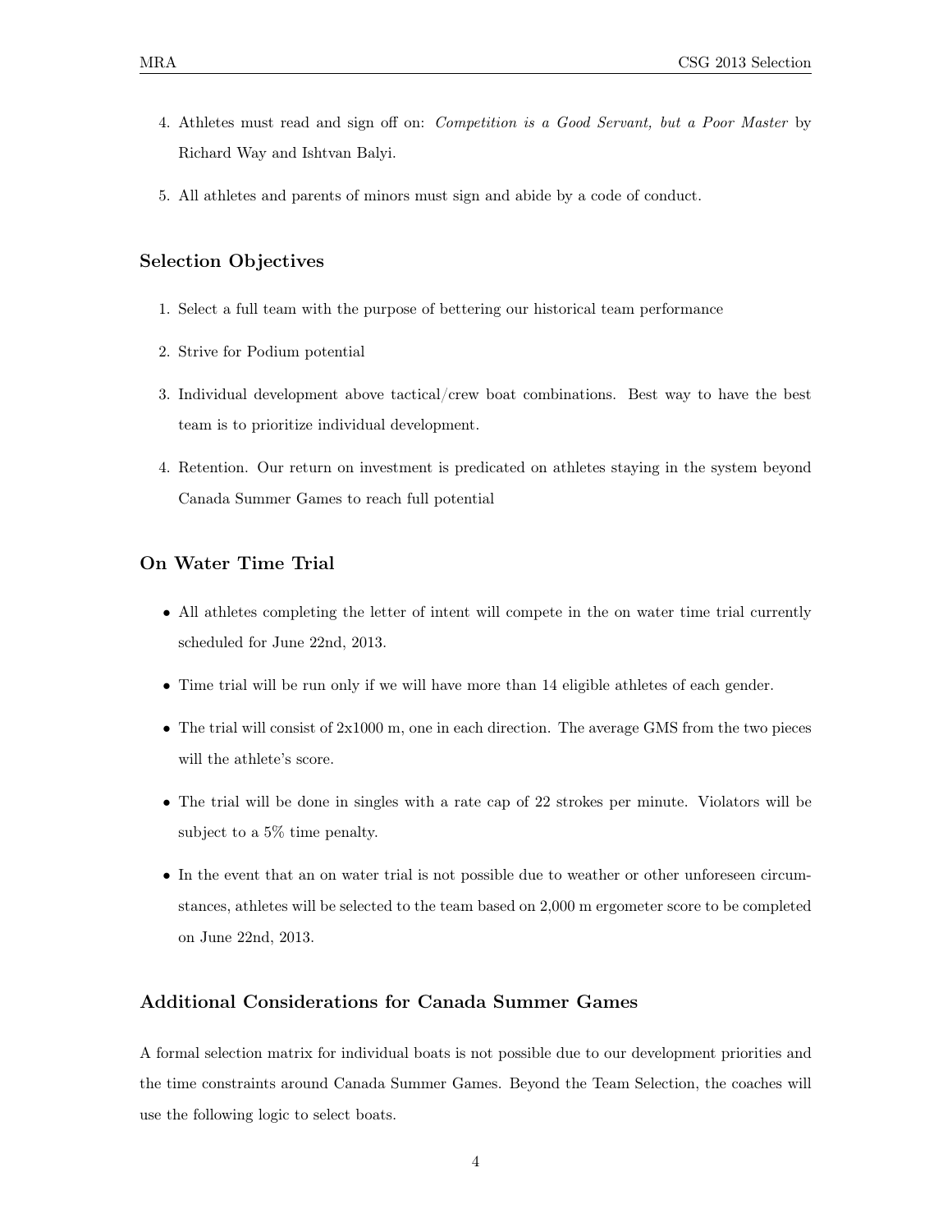4. Athletes must read and sign off on: *Competition is a Good Servant, but a Poor Master* by Richard Way and Ishtvan Balyi.
5. All athletes and parents of minors must sign and abide by a code of conduct.

### Selection Objectives

1. Select a full team with the purpose of bettering our historical team performance
2. Strive for Podium potential
3. Individual development above tactical/crew boat combinations. Best way to have the best team is to prioritize individual development.
4. Retention. Our return on investment is predicated on athletes staying in the system beyond Canada Summer Games to reach full potential

### On Water Time Trial

- All athletes completing the letter of intent will compete in the on water time trial currently scheduled for June 22nd, 2013.
- Time trial will be run only if we will have more than 14 eligible athletes of each gender.
- The trial will consist of 2x1000 m, one in each direction. The average GMS from the two pieces will the athlete's score.
- The trial will be done in singles with a rate cap of 22 strokes per minute. Violators will be subject to a 5% time penalty.
- In the event that an on water trial is not possible due to weather or other unforeseen circumstances, athletes will be selected to the team based on 2,000 m ergometer score to be completed on June 22nd, 2013.

### Additional Considerations for Canada Summer Games

A formal selection matrix for individual boats is not possible due to our development priorities and the time constraints around Canada Summer Games. Beyond the Team Selection, the coaches will use the following logic to select boats.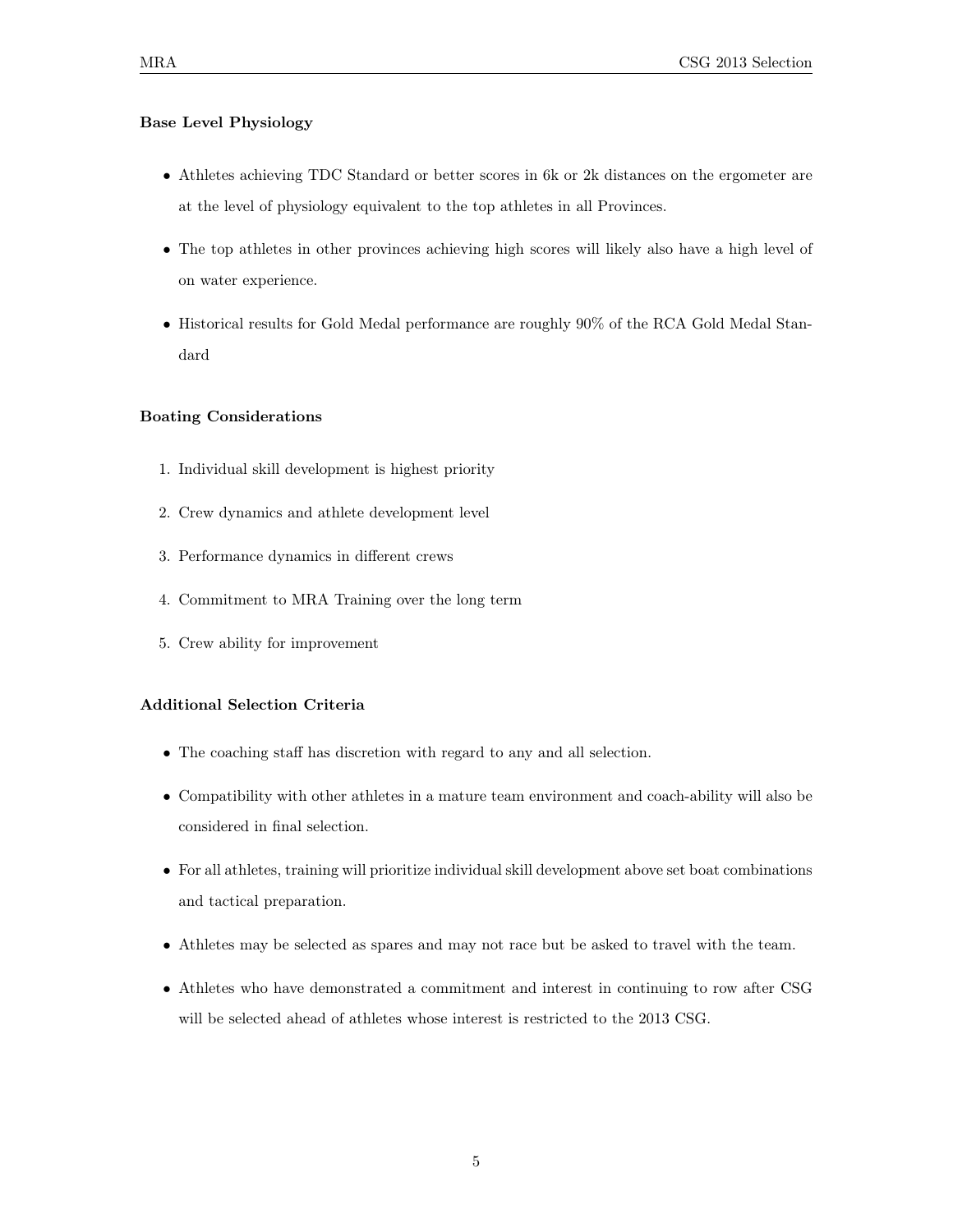**Base Level Physiology**

- Athletes achieving TDC Standard or better scores in 6k or 2k distances on the ergometer are at the level of physiology equivalent to the top athletes in all Provinces.
- The top athletes in other provinces achieving high scores will likely also have a high level of on water experience.
- Historical results for Gold Medal performance are roughly 90% of the RCA Gold Medal Standard

**Boating Considerations**

1. Individual skill development is highest priority
2. Crew dynamics and athlete development level
3. Performance dynamics in different crews
4. Commitment to MRA Training over the long term
5. Crew ability for improvement

**Additional Selection Criteria**

- The coaching staff has discretion with regard to any and all selection.
- Compatibility with other athletes in a mature team environment and coach-ability will also be considered in final selection.
- For all athletes, training will prioritize individual skill development above set boat combinations and tactical preparation.
- Athletes may be selected as spares and may not race but be asked to travel with the team.
- Athletes who have demonstrated a commitment and interest in continuing to row after CSG will be selected ahead of athletes whose interest is restricted to the 2013 CSG.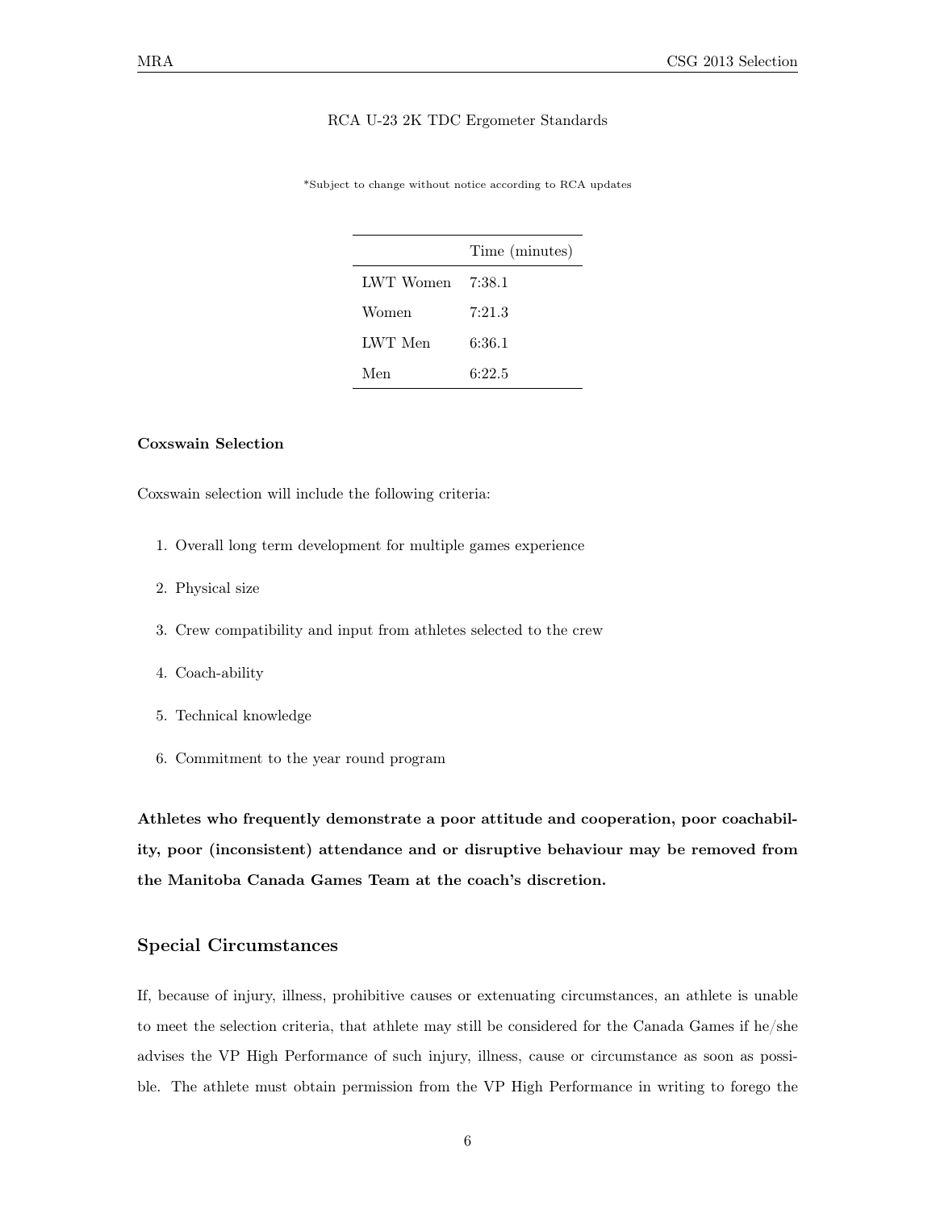RCA U-23 2K TDC Ergometer Standards

*Subject to change without notice according to RCA updates

| | Time (minutes) |
|---|---|
| LWT Women | 7:38.1 |
| Women | 7:21.3 |
| LWT Men | 6:36.1 |
| Men | 6:22.5 |

**Coxswain Selection**

Coxswain selection will include the following criteria:

1. Overall long term development for multiple games experience
2. Physical size
3. Crew compatibility and input from athletes selected to the crew
4. Coach-ability
5. Technical knowledge
6. Commitment to the year round program

**Athletes who frequently demonstrate a poor attitude and cooperation, poor coachability, poor (inconsistent) attendance and or disruptive behaviour may be removed from the Manitoba Canada Games Team at the coach's discretion.**

## Special Circumstances

If, because of injury, illness, prohibitive causes or extenuating circumstances, an athlete is unable to meet the selection criteria, that athlete may still be considered for the Canada Games if he/she advises the VP High Performance of such injury, illness, cause or circumstance as soon as possible. The athlete must obtain permission from the VP High Performance in writing to forego the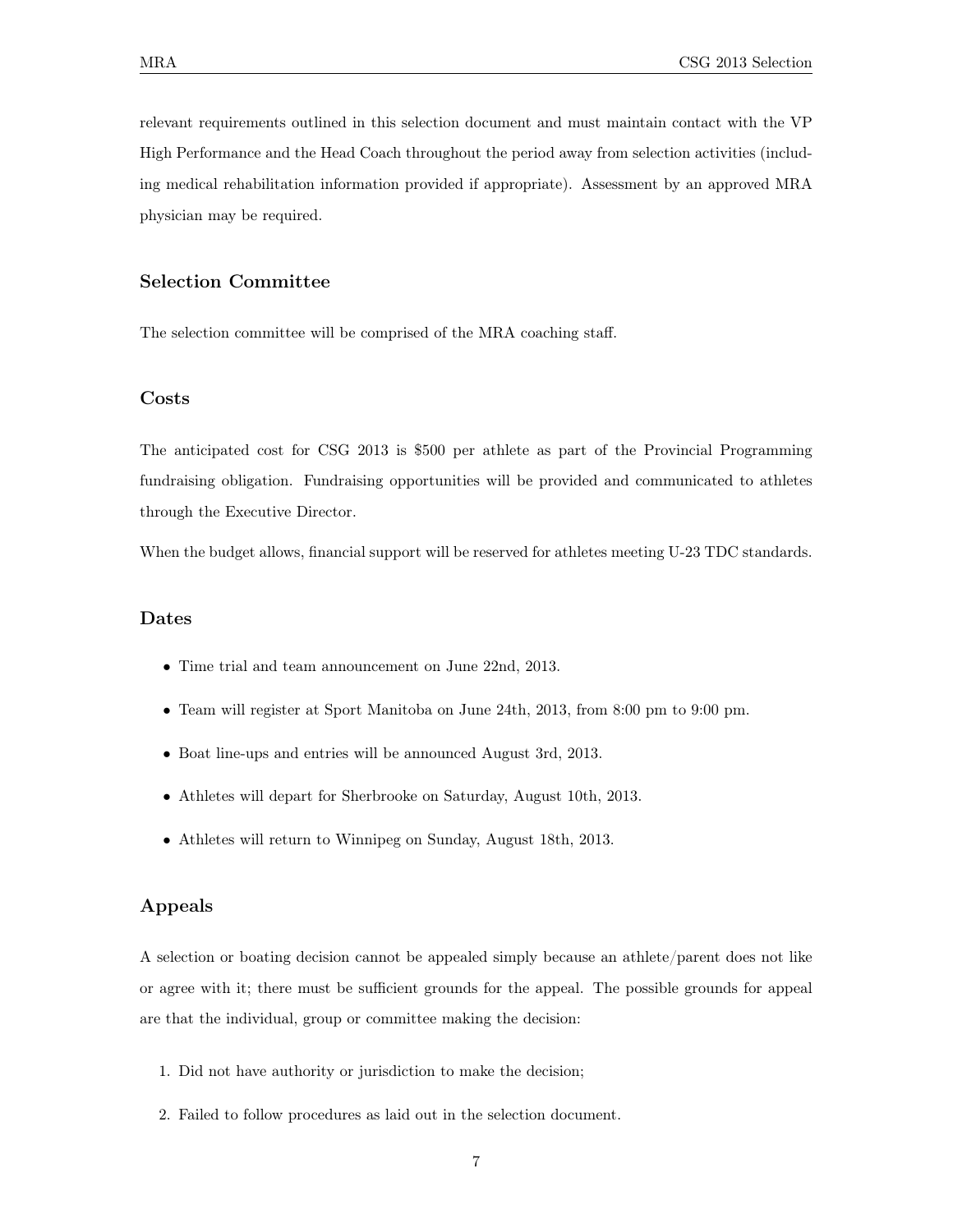relevant requirements outlined in this selection document and must maintain contact with the VP High Performance and the Head Coach throughout the period away from selection activities (including medical rehabilitation information provided if appropriate). Assessment by an approved MRA physician may be required.

### Selection Committee

The selection committee will be comprised of the MRA coaching staff.

### Costs

The anticipated cost for CSG 2013 is $500 per athlete as part of the Provincial Programming fundraising obligation. Fundraising opportunities will be provided and communicated to athletes through the Executive Director.

When the budget allows, financial support will be reserved for athletes meeting U-23 TDC standards.

### Dates

- Time trial and team announcement on June 22nd, 2013.
- Team will register at Sport Manitoba on June 24th, 2013, from 8:00 pm to 9:00 pm.
- Boat line-ups and entries will be announced August 3rd, 2013.
- Athletes will depart for Sherbrooke on Saturday, August 10th, 2013.
- Athletes will return to Winnipeg on Sunday, August 18th, 2013.

### Appeals

A selection or boating decision cannot be appealed simply because an athlete/parent does not like or agree with it; there must be sufficient grounds for the appeal. The possible grounds for appeal are that the individual, group or committee making the decision:

1. Did not have authority or jurisdiction to make the decision;
2. Failed to follow procedures as laid out in the selection document.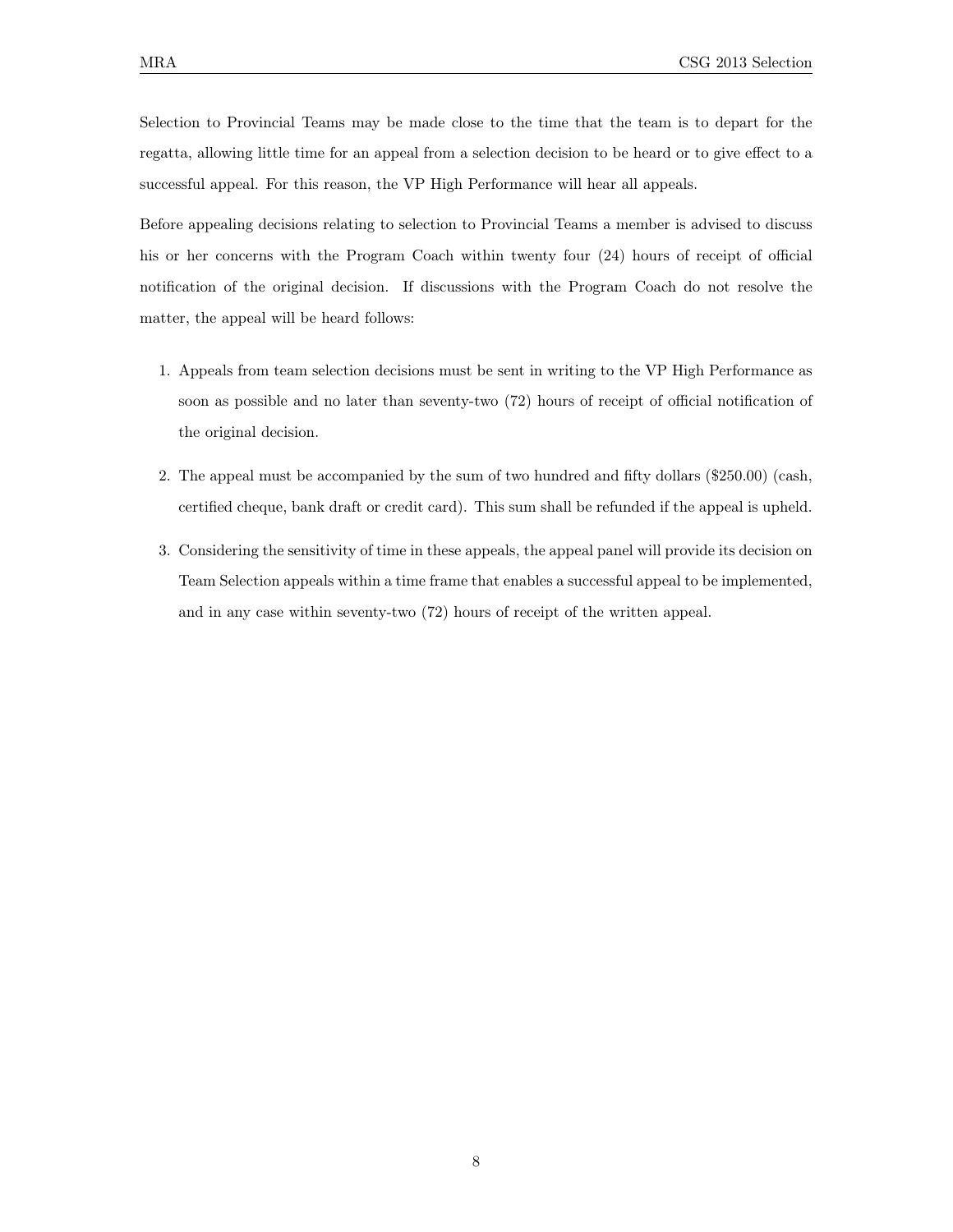Selection to Provincial Teams may be made close to the time that the team is to depart for the regatta, allowing little time for an appeal from a selection decision to be heard or to give effect to a successful appeal. For this reason, the VP High Performance will hear all appeals.

Before appealing decisions relating to selection to Provincial Teams a member is advised to discuss his or her concerns with the Program Coach within twenty four (24) hours of receipt of official notification of the original decision. If discussions with the Program Coach do not resolve the matter, the appeal will be heard follows:

1. Appeals from team selection decisions must be sent in writing to the VP High Performance as soon as possible and no later than seventy-two (72) hours of receipt of official notification of the original decision.
2. The appeal must be accompanied by the sum of two hundred and fifty dollars ($250.00) (cash, certified cheque, bank draft or credit card). This sum shall be refunded if the appeal is upheld.
3. Considering the sensitivity of time in these appeals, the appeal panel will provide its decision on Team Selection appeals within a time frame that enables a successful appeal to be implemented, and in any case within seventy-two (72) hours of receipt of the written appeal.